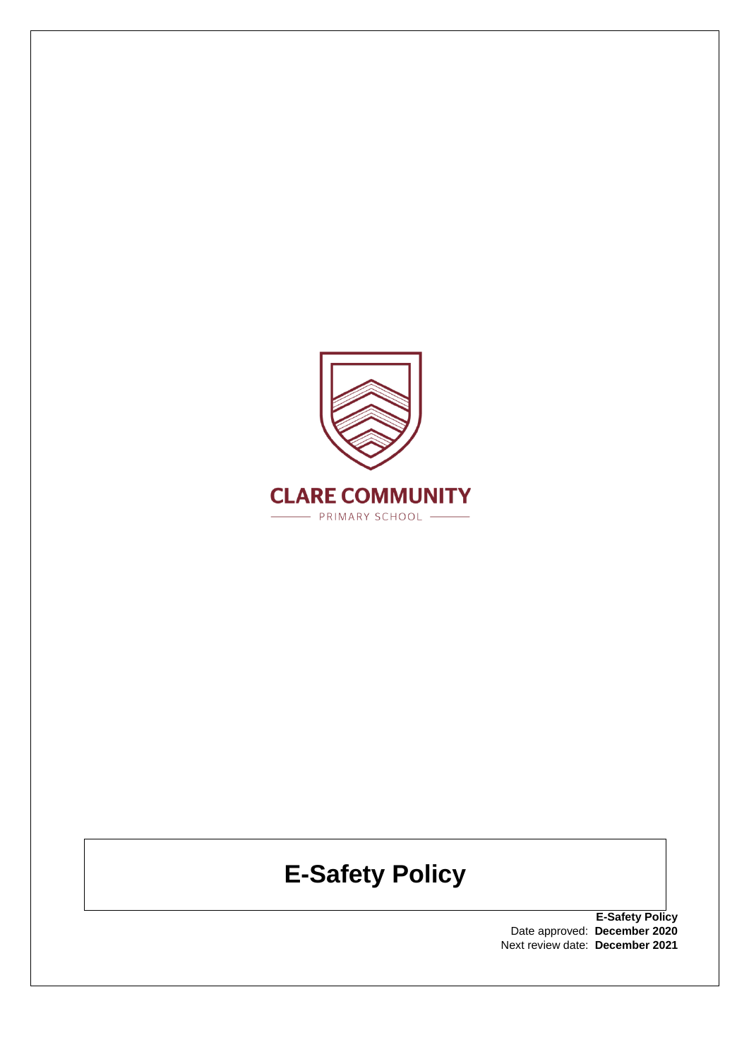CLARE COMMUNITY

PRIMARY SCHOOL

# E-Safety Policy

**E-Safety Policy**
Date approved: **December 2020**
Next review date: **December 2021**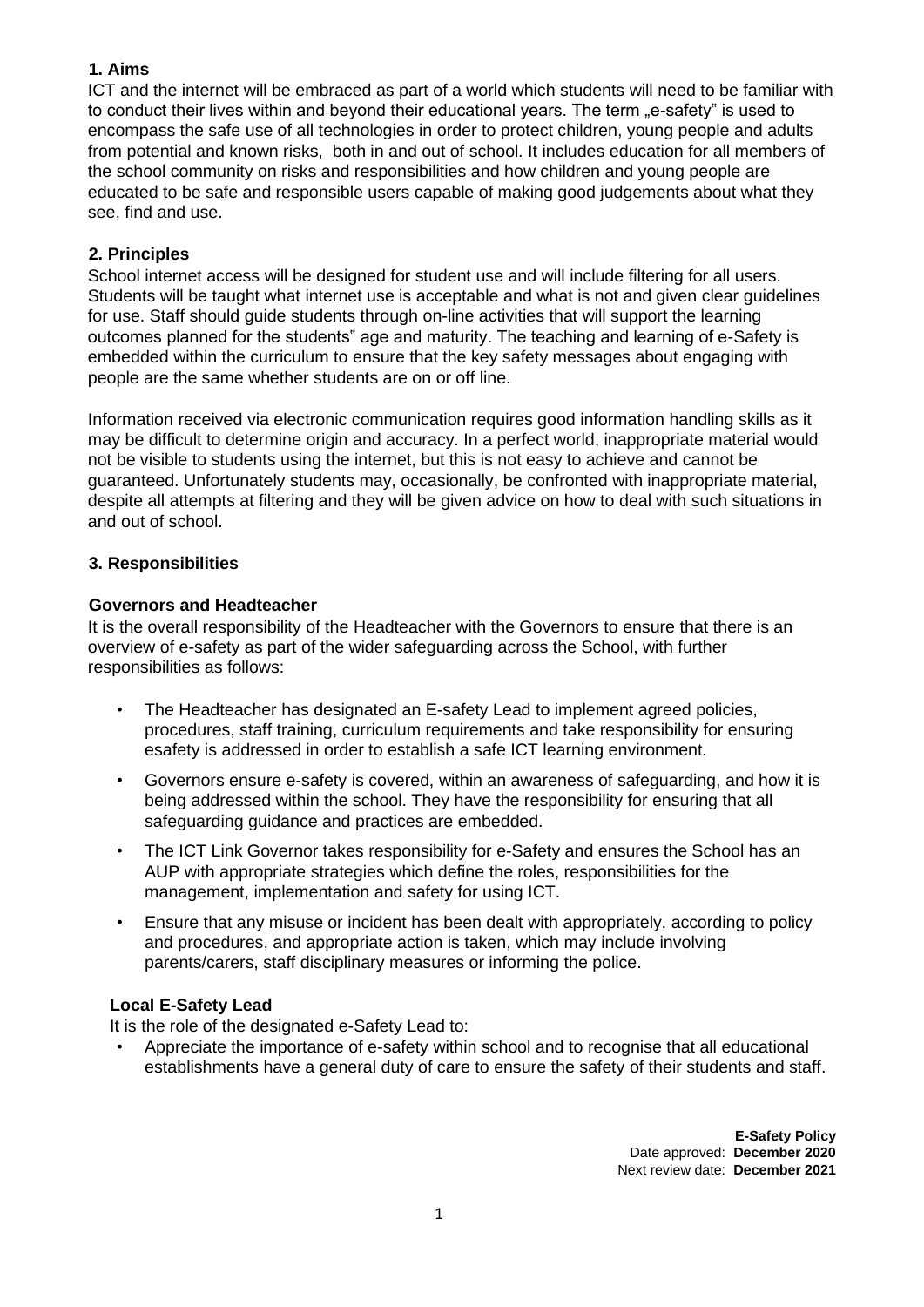## 1. Aims

ICT and the internet will be embraced as part of a world which students will need to be familiar with to conduct their lives within and beyond their educational years. The term „e-safety" is used to encompass the safe use of all technologies in order to protect children, young people and adults from potential and known risks, both in and out of school. It includes education for all members of the school community on risks and responsibilities and how children and young people are educated to be safe and responsible users capable of making good judgements about what they see, find and use.

## 2. Principles

School internet access will be designed for student use and will include filtering for all users. Students will be taught what internet use is acceptable and what is not and given clear guidelines for use. Staff should guide students through on-line activities that will support the learning outcomes planned for the students" age and maturity. The teaching and learning of e-Safety is embedded within the curriculum to ensure that the key safety messages about engaging with people are the same whether students are on or off line.

Information received via electronic communication requires good information handling skills as it may be difficult to determine origin and accuracy. In a perfect world, inappropriate material would not be visible to students using the internet, but this is not easy to achieve and cannot be guaranteed. Unfortunately students may, occasionally, be confronted with inappropriate material, despite all attempts at filtering and they will be given advice on how to deal with such situations in and out of school.

## 3. Responsibilities

### Governors and Headteacher

It is the overall responsibility of the Headteacher with the Governors to ensure that there is an overview of e-safety as part of the wider safeguarding across the School, with further responsibilities as follows:

- The Headteacher has designated an E-safety Lead to implement agreed policies, procedures, staff training, curriculum requirements and take responsibility for ensuring esafety is addressed in order to establish a safe ICT learning environment.
- Governors ensure e-safety is covered, within an awareness of safeguarding, and how it is being addressed within the school. They have the responsibility for ensuring that all safeguarding guidance and practices are embedded.
- The ICT Link Governor takes responsibility for e-Safety and ensures the School has an AUP with appropriate strategies which define the roles, responsibilities for the management, implementation and safety for using ICT.
- Ensure that any misuse or incident has been dealt with appropriately, according to policy and procedures, and appropriate action is taken, which may include involving parents/carers, staff disciplinary measures or informing the police.

### Local E-Safety Lead

It is the role of the designated e-Safety Lead to:

- Appreciate the importance of e-safety within school and to recognise that all educational establishments have a general duty of care to ensure the safety of their students and staff.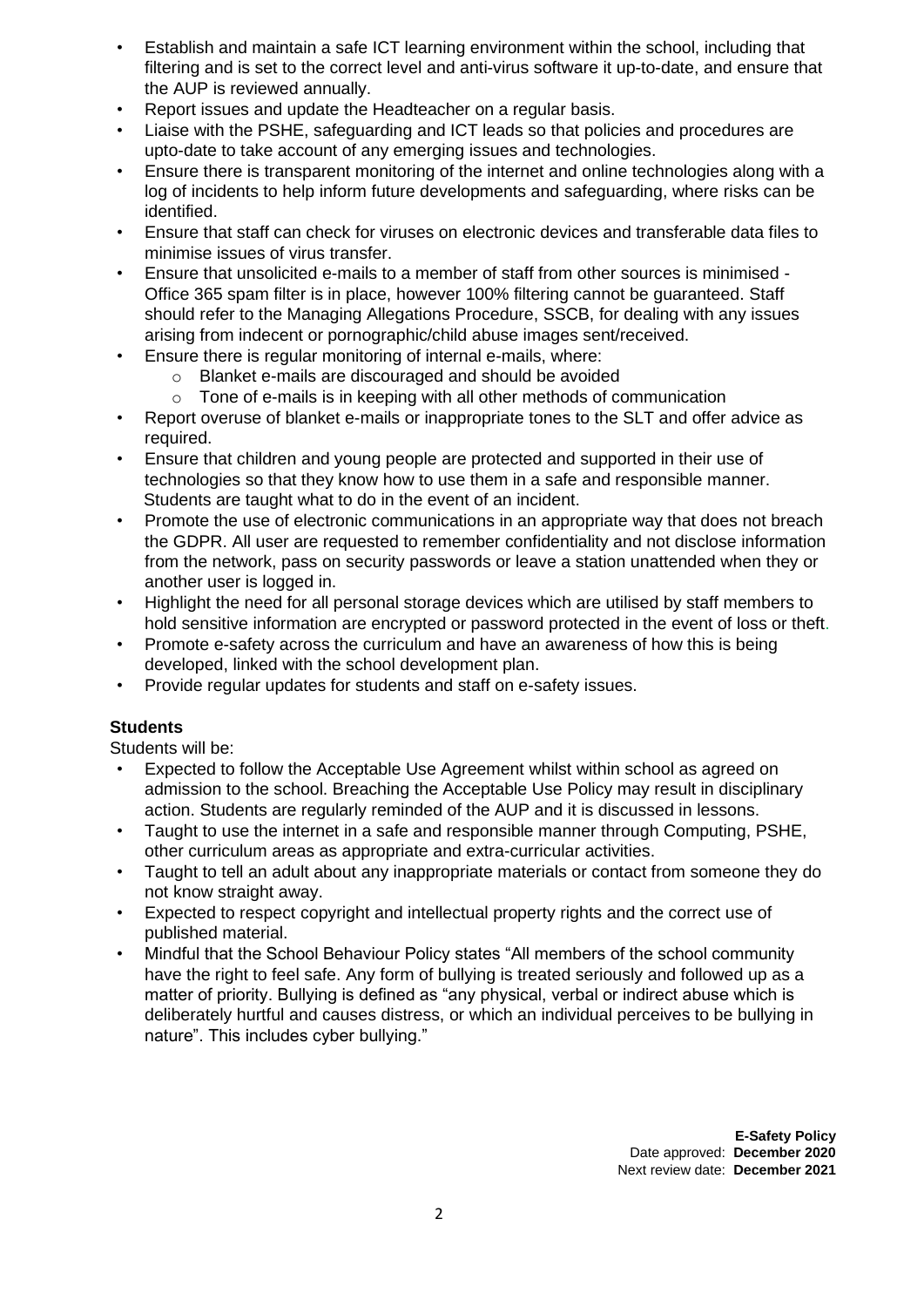- Establish and maintain a safe ICT learning environment within the school, including that filtering and is set to the correct level and anti-virus software it up-to-date, and ensure that the AUP is reviewed annually.
- Report issues and update the Headteacher on a regular basis.
- Liaise with the PSHE, safeguarding and ICT leads so that policies and procedures are upto-date to take account of any emerging issues and technologies.
- Ensure there is transparent monitoring of the internet and online technologies along with a log of incidents to help inform future developments and safeguarding, where risks can be identified.
- Ensure that staff can check for viruses on electronic devices and transferable data files to minimise issues of virus transfer.
- Ensure that unsolicited e-mails to a member of staff from other sources is minimised - Office 365 spam filter is in place, however 100% filtering cannot be guaranteed. Staff should refer to the Managing Allegations Procedure, SSCB, for dealing with any issues arising from indecent or pornographic/child abuse images sent/received.
- Ensure there is regular monitoring of internal e-mails, where:
  - Blanket e-mails are discouraged and should be avoided
  - Tone of e-mails is in keeping with all other methods of communication
- Report overuse of blanket e-mails or inappropriate tones to the SLT and offer advice as required.
- Ensure that children and young people are protected and supported in their use of technologies so that they know how to use them in a safe and responsible manner. Students are taught what to do in the event of an incident.
- Promote the use of electronic communications in an appropriate way that does not breach the GDPR. All user are requested to remember confidentiality and not disclose information from the network, pass on security passwords or leave a station unattended when they or another user is logged in.
- Highlight the need for all personal storage devices which are utilised by staff members to hold sensitive information are encrypted or password protected in the event of loss or theft.
- Promote e-safety across the curriculum and have an awareness of how this is being developed, linked with the school development plan.
- Provide regular updates for students and staff on e-safety issues.

**Students**

Students will be:

- Expected to follow the Acceptable Use Agreement whilst within school as agreed on admission to the school. Breaching the Acceptable Use Policy may result in disciplinary action. Students are regularly reminded of the AUP and it is discussed in lessons.
- Taught to use the internet in a safe and responsible manner through Computing, PSHE, other curriculum areas as appropriate and extra-curricular activities.
- Taught to tell an adult about any inappropriate materials or contact from someone they do not know straight away.
- Expected to respect copyright and intellectual property rights and the correct use of published material.
- Mindful that the School Behaviour Policy states "All members of the school community have the right to feel safe. Any form of bullying is treated seriously and followed up as a matter of priority. Bullying is defined as "any physical, verbal or indirect abuse which is deliberately hurtful and causes distress, or which an individual perceives to be bullying in nature". This includes cyber bullying."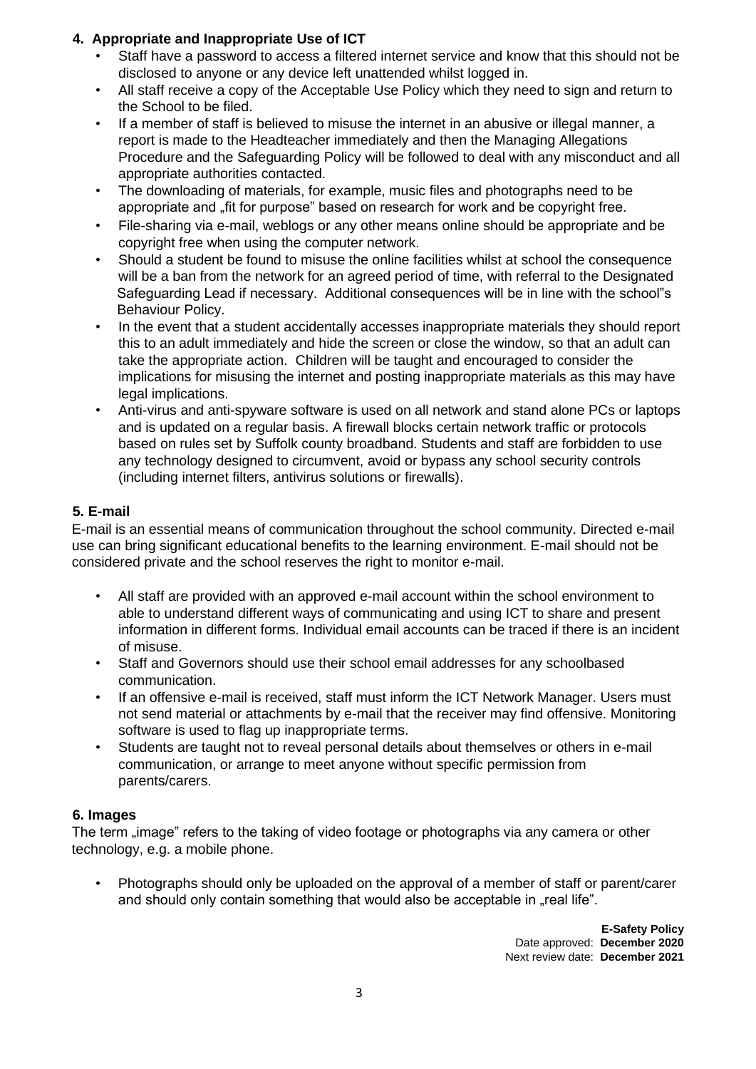## 4. Appropriate and Inappropriate Use of ICT

- Staff have a password to access a filtered internet service and know that this should not be disclosed to anyone or any device left unattended whilst logged in.
- All staff receive a copy of the Acceptable Use Policy which they need to sign and return to the School to be filed.
- If a member of staff is believed to misuse the internet in an abusive or illegal manner, a report is made to the Headteacher immediately and then the Managing Allegations Procedure and the Safeguarding Policy will be followed to deal with any misconduct and all appropriate authorities contacted.
- The downloading of materials, for example, music files and photographs need to be appropriate and „fit for purpose" based on research for work and be copyright free.
- File-sharing via e-mail, weblogs or any other means online should be appropriate and be copyright free when using the computer network.
- Should a student be found to misuse the online facilities whilst at school the consequence will be a ban from the network for an agreed period of time, with referral to the Designated Safeguarding Lead if necessary. Additional consequences will be in line with the school"s Behaviour Policy.
- In the event that a student accidentally accesses inappropriate materials they should report this to an adult immediately and hide the screen or close the window, so that an adult can take the appropriate action. Children will be taught and encouraged to consider the implications for misusing the internet and posting inappropriate materials as this may have legal implications.
- Anti-virus and anti-spyware software is used on all network and stand alone PCs or laptops and is updated on a regular basis. A firewall blocks certain network traffic or protocols based on rules set by Suffolk county broadband. Students and staff are forbidden to use any technology designed to circumvent, avoid or bypass any school security controls (including internet filters, antivirus solutions or firewalls).

## 5. E-mail

E-mail is an essential means of communication throughout the school community. Directed e-mail use can bring significant educational benefits to the learning environment. E-mail should not be considered private and the school reserves the right to monitor e-mail.

- All staff are provided with an approved e-mail account within the school environment to able to understand different ways of communicating and using ICT to share and present information in different forms. Individual email accounts can be traced if there is an incident of misuse.
- Staff and Governors should use their school email addresses for any schoolbased communication.
- If an offensive e-mail is received, staff must inform the ICT Network Manager. Users must not send material or attachments by e-mail that the receiver may find offensive. Monitoring software is used to flag up inappropriate terms.
- Students are taught not to reveal personal details about themselves or others in e-mail communication, or arrange to meet anyone without specific permission from parents/carers.

## 6. Images

The term „image" refers to the taking of video footage or photographs via any camera or other technology, e.g. a mobile phone.

- Photographs should only be uploaded on the approval of a member of staff or parent/carer and should only contain something that would also be acceptable in „real life".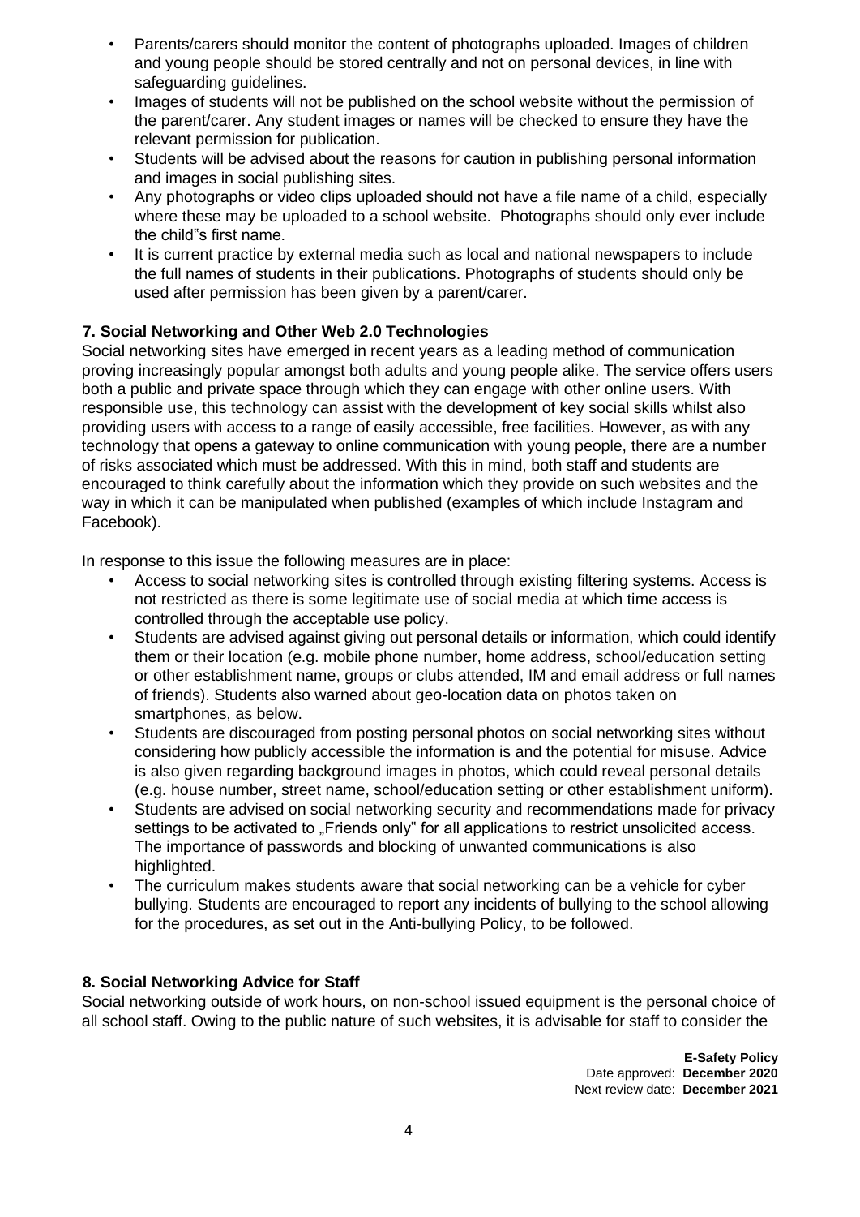- Parents/carers should monitor the content of photographs uploaded. Images of children and young people should be stored centrally and not on personal devices, in line with safeguarding guidelines.
- Images of students will not be published on the school website without the permission of the parent/carer. Any student images or names will be checked to ensure they have the relevant permission for publication.
- Students will be advised about the reasons for caution in publishing personal information and images in social publishing sites.
- Any photographs or video clips uploaded should not have a file name of a child, especially where these may be uploaded to a school website. Photographs should only ever include the child"s first name.
- It is current practice by external media such as local and national newspapers to include the full names of students in their publications. Photographs of students should only be used after permission has been given by a parent/carer.

### 7. Social Networking and Other Web 2.0 Technologies

Social networking sites have emerged in recent years as a leading method of communication proving increasingly popular amongst both adults and young people alike. The service offers users both a public and private space through which they can engage with other online users. With responsible use, this technology can assist with the development of key social skills whilst also providing users with access to a range of easily accessible, free facilities. However, as with any technology that opens a gateway to online communication with young people, there are a number of risks associated which must be addressed. With this in mind, both staff and students are encouraged to think carefully about the information which they provide on such websites and the way in which it can be manipulated when published (examples of which include Instagram and Facebook).

In response to this issue the following measures are in place:

- Access to social networking sites is controlled through existing filtering systems. Access is not restricted as there is some legitimate use of social media at which time access is controlled through the acceptable use policy.
- Students are advised against giving out personal details or information, which could identify them or their location (e.g. mobile phone number, home address, school/education setting or other establishment name, groups or clubs attended, IM and email address or full names of friends). Students also warned about geo-location data on photos taken on smartphones, as below.
- Students are discouraged from posting personal photos on social networking sites without considering how publicly accessible the information is and the potential for misuse. Advice is also given regarding background images in photos, which could reveal personal details (e.g. house number, street name, school/education setting or other establishment uniform).
- Students are advised on social networking security and recommendations made for privacy settings to be activated to „Friends only" for all applications to restrict unsolicited access. The importance of passwords and blocking of unwanted communications is also highlighted.
- The curriculum makes students aware that social networking can be a vehicle for cyber bullying. Students are encouraged to report any incidents of bullying to the school allowing for the procedures, as set out in the Anti-bullying Policy, to be followed.

### 8. Social Networking Advice for Staff

Social networking outside of work hours, on non-school issued equipment is the personal choice of all school staff. Owing to the public nature of such websites, it is advisable for staff to consider the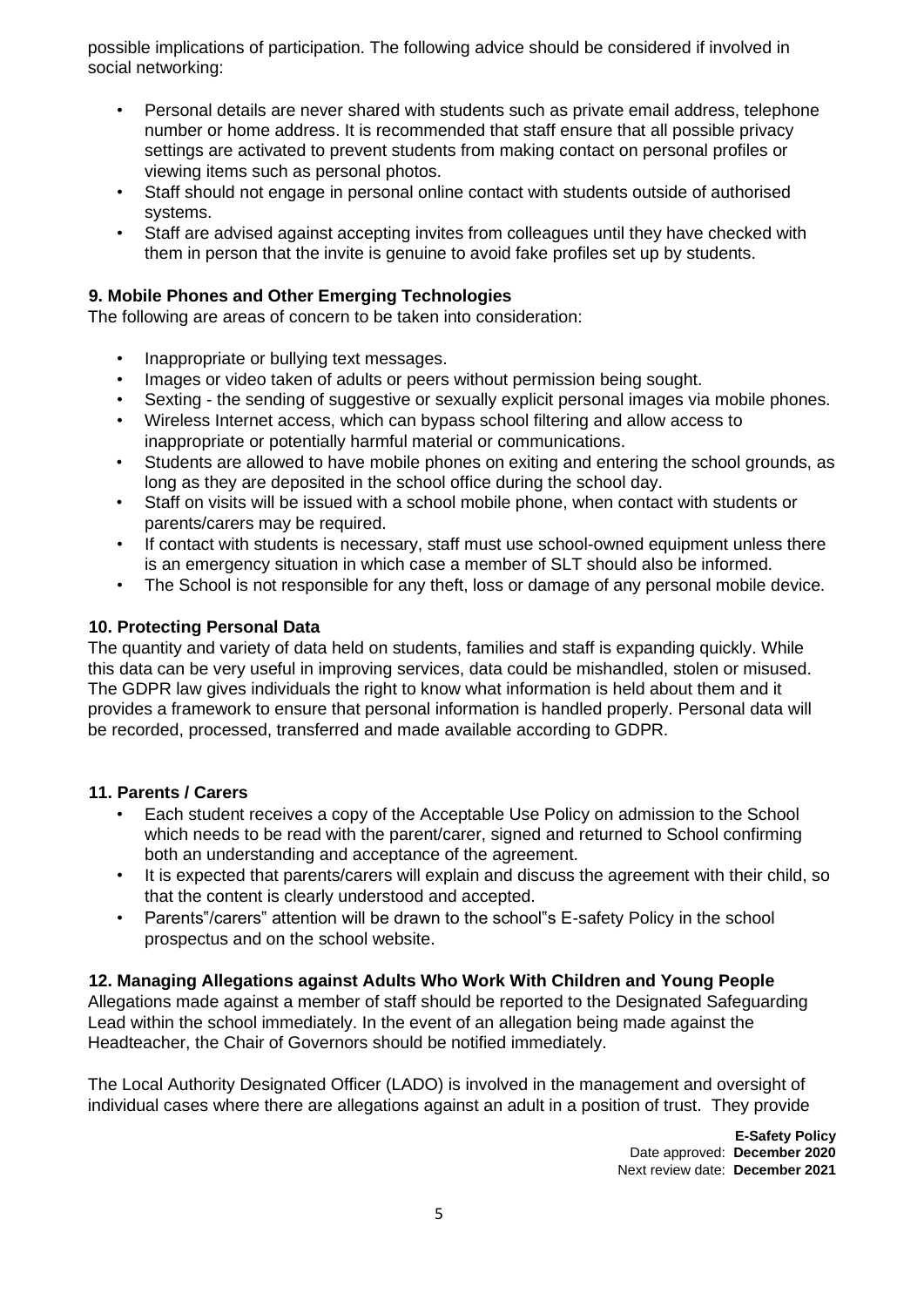possible implications of participation. The following advice should be considered if involved in social networking:

- Personal details are never shared with students such as private email address, telephone number or home address. It is recommended that staff ensure that all possible privacy settings are activated to prevent students from making contact on personal profiles or viewing items such as personal photos.
- Staff should not engage in personal online contact with students outside of authorised systems.
- Staff are advised against accepting invites from colleagues until they have checked with them in person that the invite is genuine to avoid fake profiles set up by students.

### 9. Mobile Phones and Other Emerging Technologies

The following are areas of concern to be taken into consideration:

- Inappropriate or bullying text messages.
- Images or video taken of adults or peers without permission being sought.
- Sexting - the sending of suggestive or sexually explicit personal images via mobile phones.
- Wireless Internet access, which can bypass school filtering and allow access to inappropriate or potentially harmful material or communications.
- Students are allowed to have mobile phones on exiting and entering the school grounds, as long as they are deposited in the school office during the school day.
- Staff on visits will be issued with a school mobile phone, when contact with students or parents/carers may be required.
- If contact with students is necessary, staff must use school-owned equipment unless there is an emergency situation in which case a member of SLT should also be informed.
- The School is not responsible for any theft, loss or damage of any personal mobile device.

### 10. Protecting Personal Data

The quantity and variety of data held on students, families and staff is expanding quickly. While this data can be very useful in improving services, data could be mishandled, stolen or misused. The GDPR law gives individuals the right to know what information is held about them and it provides a framework to ensure that personal information is handled properly. Personal data will be recorded, processed, transferred and made available according to GDPR.

### 11. Parents / Carers

- Each student receives a copy of the Acceptable Use Policy on admission to the School which needs to be read with the parent/carer, signed and returned to School confirming both an understanding and acceptance of the agreement.
- It is expected that parents/carers will explain and discuss the agreement with their child, so that the content is clearly understood and accepted.
- Parents"/carers" attention will be drawn to the school"s E-safety Policy in the school prospectus and on the school website.

### 12. Managing Allegations against Adults Who Work With Children and Young People

Allegations made against a member of staff should be reported to the Designated Safeguarding Lead within the school immediately. In the event of an allegation being made against the Headteacher, the Chair of Governors should be notified immediately.

The Local Authority Designated Officer (LADO) is involved in the management and oversight of individual cases where there are allegations against an adult in a position of trust. They provide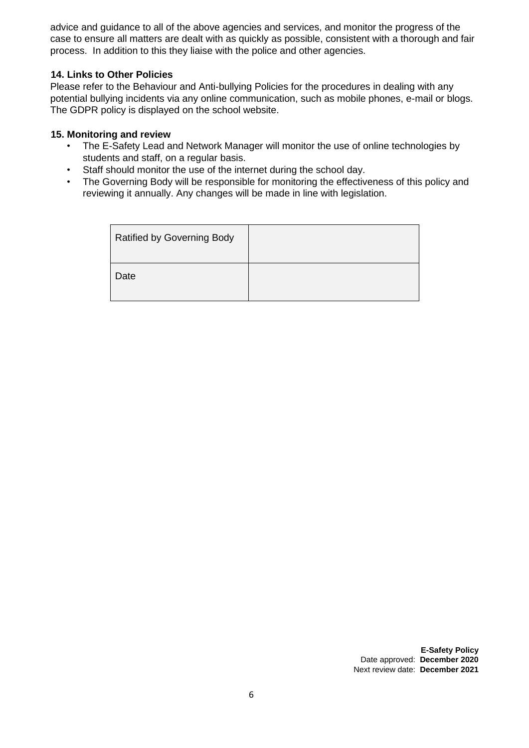advice and guidance to all of the above agencies and services, and monitor the progress of the case to ensure all matters are dealt with as quickly as possible, consistent with a thorough and fair process. In addition to this they liaise with the police and other agencies.

**14. Links to Other Policies**

Please refer to the Behaviour and Anti-bullying Policies for the procedures in dealing with any potential bullying incidents via any online communication, such as mobile phones, e-mail or blogs. The GDPR policy is displayed on the school website.

**15. Monitoring and review**

- The E-Safety Lead and Network Manager will monitor the use of online technologies by students and staff, on a regular basis.
- Staff should monitor the use of the internet during the school day.
- The Governing Body will be responsible for monitoring the effectiveness of this policy and reviewing it annually. Any changes will be made in line with legislation.

| | |
|---|---|
| Ratified by Governing Body | |
| Date | |

**E-Safety Policy**
Date approved: **December 2020**
Next review date: **December 2021**